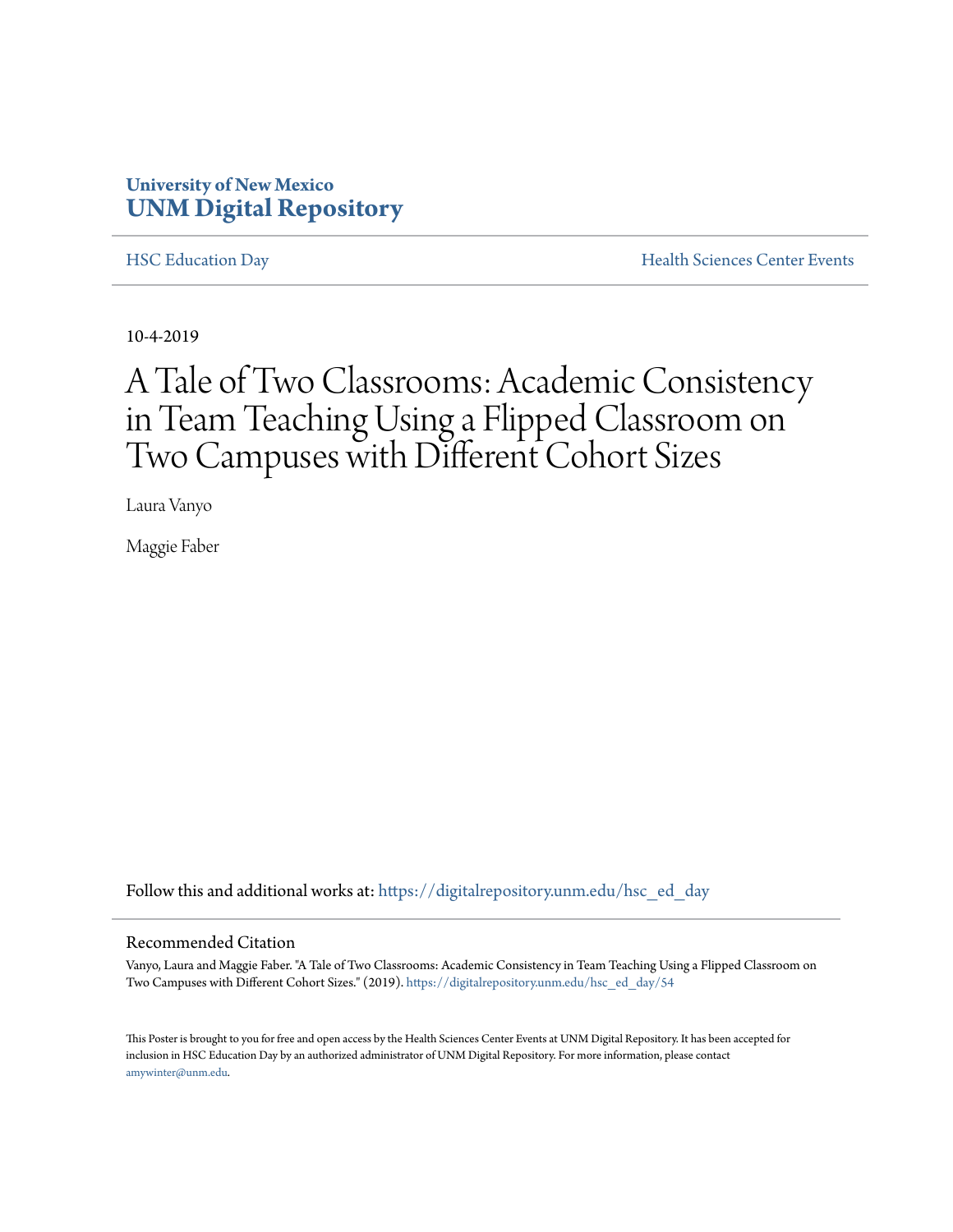University of New Mexico

**UNM Digital Repository**

HSC Education Day | Health Sciences Center Events

10-4-2019

# A Tale of Two Classrooms: Academic Consistency in Team Teaching Using a Flipped Classroom on Two Campuses with Different Cohort Sizes

Laura Vanyo

Maggie Faber

Follow this and additional works at: https://digitalrepository.unm.edu/hsc_ed_day

## Recommended Citation

Vanyo, Laura and Maggie Faber. "A Tale of Two Classrooms: Academic Consistency in Team Teaching Using a Flipped Classroom on Two Campuses with Different Cohort Sizes." (2019). https://digitalrepository.unm.edu/hsc_ed_day/54

This Poster is brought to you for free and open access by the Health Sciences Center Events at UNM Digital Repository. It has been accepted for inclusion in HSC Education Day by an authorized administrator of UNM Digital Repository. For more information, please contact amywinter@unm.edu.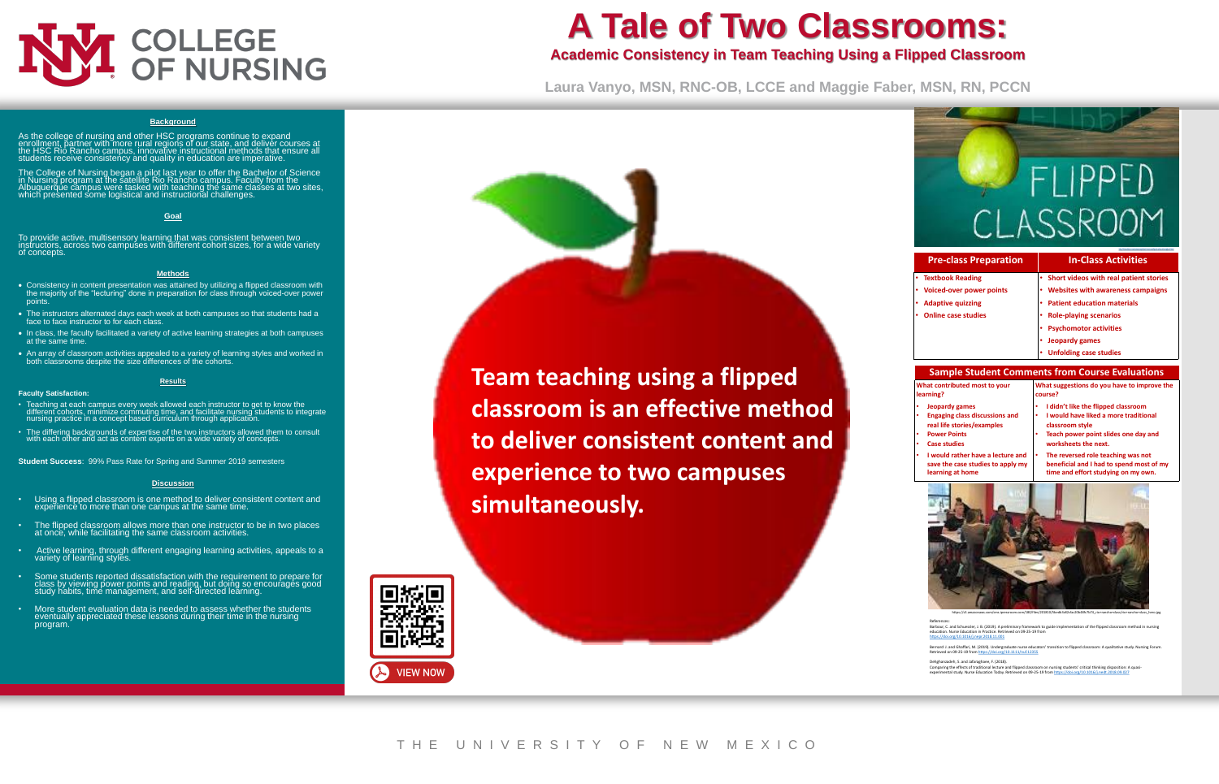# A Tale of Two Classrooms:

## Academic Consistency in Team Teaching Using a Flipped Classroom

Laura Vanyo, MSN, RNC-OB, LCCE and Maggie Faber, MSN, RN, PCCN

COLLEGE OF NURSING

### Background

As the college of nursing and other HSC programs continue to expand enrollment, partner with more rural regions of our state, and deliver courses at the HSC Rio Rancho campus, innovative instructional methods that ensure all students receive consistency and quality in education are imperative.

The College of Nursing began a pilot last year to offer the Bachelor of Science in Nursing program at the satellite Rio Rancho campus. Faculty from the Albuquerque campus were tasked with teaching the same classes at two sites, which presented some logistical and instructional challenges.

### Goal

To provide active, multisensory learning that was consistent between two instructors, across two campuses with different cohort sizes, for a wide variety of concepts.

### Methods

- Consistency in content presentation was attained by utilizing a flipped classroom with the majority of the "lecturing" done in preparation for class through voiced-over power points.
- The instructors alternated days each week at both campuses so that students had a face to face instructor for each class.
- In class, the faculty facilitated a variety of active learning strategies at both campuses at the same time.
- An array of classroom activities appealed to a variety of learning styles and worked in both classrooms despite the size differences of the cohorts.

### Results

**Faculty Satisfaction:**

- Teaching at each campus every week allowed each instructor to get to know the different cohorts, minimize commuting time, and facilitate nursing students to integrate nursing practice in a concept based curriculum through application.
- The differing backgrounds of expertise of the two instructors allowed them to consult with each other and act as content experts on a wide variety of concepts.

**Student Success**: 99% Pass Rate for Spring and Summer 2019 semesters

### Discussion

- Using a flipped classroom is one method to deliver consistent content and experience to more than one campus at the same time.
- The flipped classroom allows more than one instructor to be in two places at once, while facilitating the same classroom activities.
- Active learning, through different engaging learning activities, appeals to a variety of learning styles.
- Some students reported dissatisfaction with the requirement to prepare for class by viewing power points and reading, but doing so encourages good study habits, time management, and self-directed learning.
- More student evaluation data is needed to assess whether the students eventually appreciated these lessons during their time in the nursing program.

**Team teaching using a flipped classroom is an effective method to deliver consistent content and experience to two campuses simultaneously.**

VIEW NOW

FLIPPED CLASSROOM

| Pre-class Preparation | In-Class Activities |
|---|---|
| • Textbook Reading | • Short videos with real patient stories |
| • Voiced-over power points | • Websites with awareness campaigns |
| • Adaptive quizzing | • Patient education materials |
| • Online case studies | • Role-playing scenarios |
| | • Psychomotor activities |
| | • Jeopardy games |
| | • Unfolding case studies |

**Sample Student Comments from Course Evaluations**

| What contributed most to your learning? | What suggestions do you have to improve the course? |
|---|---|
| • Jeopardy games<br>• Engaging class discussions and real life stories/examples<br>• Power Points<br>• Case studies<br>• I would rather have a lecture and save the case studies to apply my learning at home | • I didn't like the flipped classroom<br>• I would have liked a more traditional classroom style<br>• Teach power point slides one day and worksheets the next.<br>• The reversed role teaching was not beneficial and I had to spend most of my time and effort studying on my own. |

References:

Barbour, C. and Schuessler, J. B. (2019). A preliminary framework to guide implementation of the flipped classroom method in nursing education. Nurse Education in Practice. Retrieved on 08-25-19 from https://doi.org/10.1016/j.nepr.2018.11.001

Bernard, J. and Ghaffari, M. (2019). Undergraduate nurse educators' transition to flipped classroom: A qualitative study. Nursing Forum. Retrieved on 08-25-19 from https://doi.org/10.1111/nuf.12355

Dehghanzadeh, S. and Jafaraghaee, F. (2018). Comparing the effects of traditional lecture and flipped classroom on nursing students' critical thinking disposition: A quasi-experimental study. Nurse Education Today. Retrieved on 08-25-19 from https://doi.org/10.1016/j.nedt.2018.09.027

THE UNIVERSITY OF NEW MEXICO